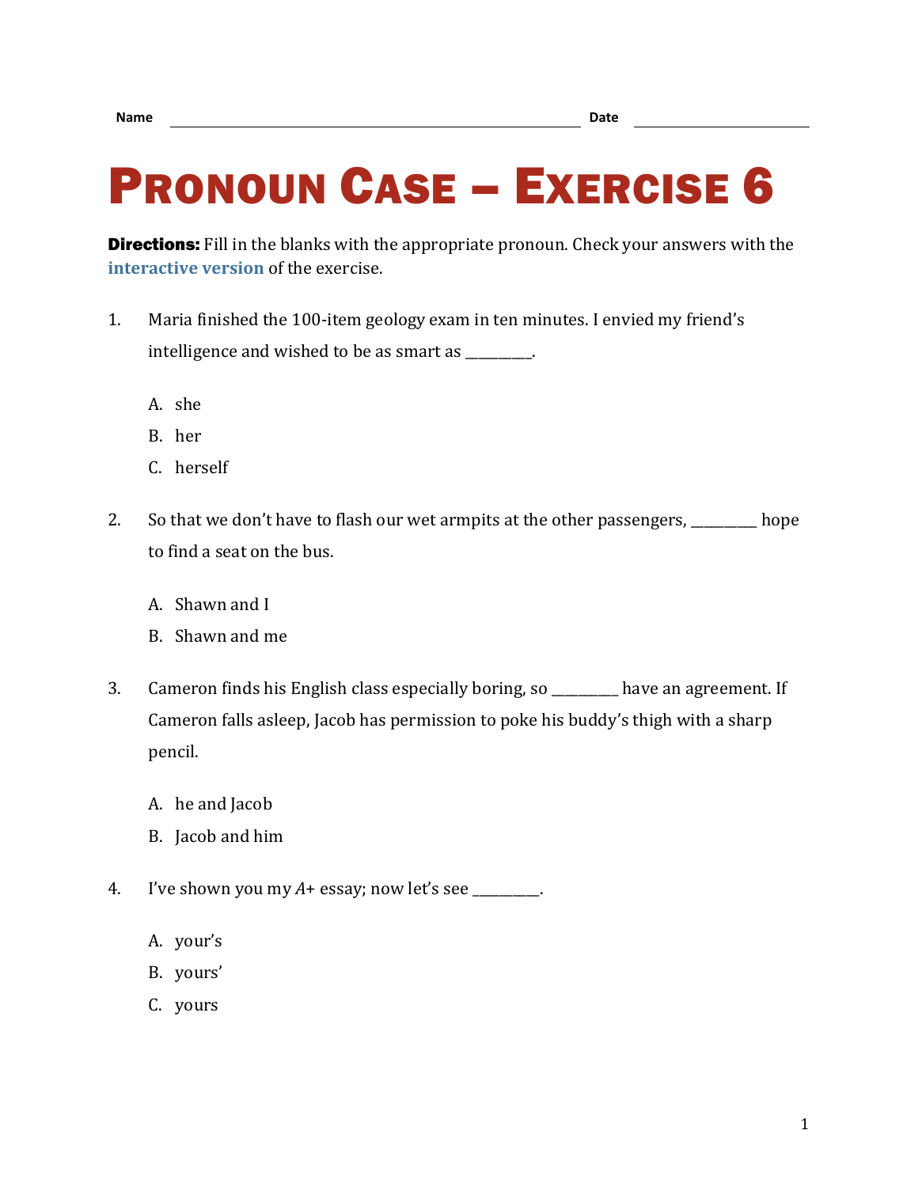Name ______________________________ Date ______________

# Pronoun Case – Exercise 6

**Directions:** Fill in the blanks with the appropriate pronoun. Check your answers with the **interactive version** of the exercise.

1. Maria finished the 100-item geology exam in ten minutes. I envied my friend's intelligence and wished to be as smart as _________.

   A. she
   B. her
   C. herself

2. So that we don't have to flash our wet armpits at the other passengers, _________ hope to find a seat on the bus.

   A. Shawn and I
   B. Shawn and me

3. Cameron finds his English class especially boring, so _________ have an agreement. If Cameron falls asleep, Jacob has permission to poke his buddy's thigh with a sharp pencil.

   A. he and Jacob
   B. Jacob and him

4. I've shown you my *A*+ essay; now let's see _________.

   A. your's
   B. yours'
   C. yours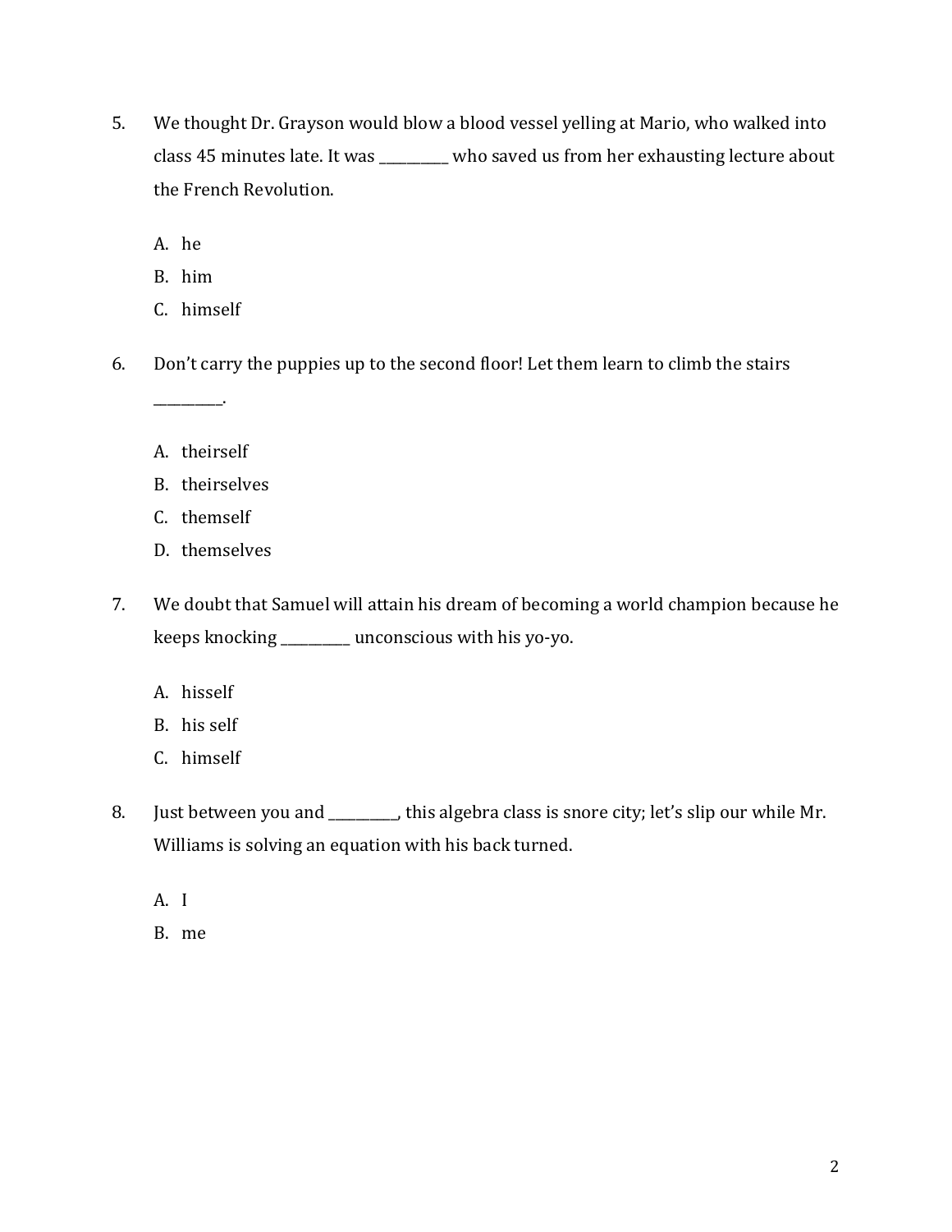5. We thought Dr. Grayson would blow a blood vessel yelling at Mario, who walked into class 45 minutes late. It was __________ who saved us from her exhausting lecture about the French Revolution.

   A. he
   B. him
   C. himself

6. Don't carry the puppies up to the second floor! Let them learn to climb the stairs __________.

   A. theirself
   B. theirselves
   C. themself
   D. themselves

7. We doubt that Samuel will attain his dream of becoming a world champion because he keeps knocking __________ unconscious with his yo-yo.

   A. hisself
   B. his self
   C. himself

8. Just between you and __________, this algebra class is snore city; let's slip our while Mr. Williams is solving an equation with his back turned.

   A. I
   B. me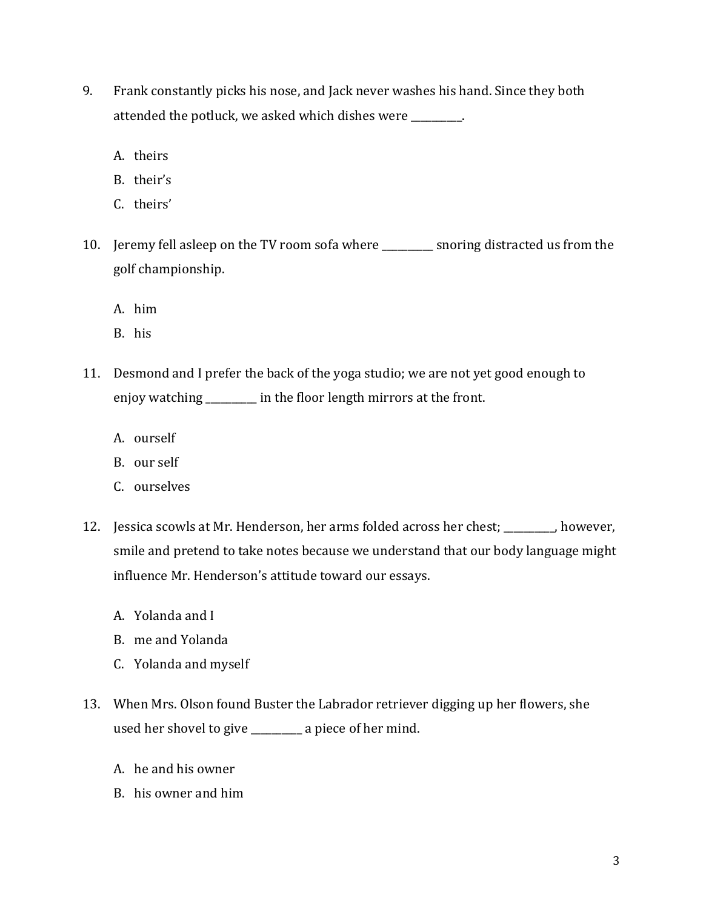9. Frank constantly picks his nose, and Jack never washes his hand. Since they both attended the potluck, we asked which dishes were __________.

   A. theirs
   B. their's
   C. theirs'

10. Jeremy fell asleep on the TV room sofa where __________ snoring distracted us from the golf championship.

    A. him
    B. his

11. Desmond and I prefer the back of the yoga studio; we are not yet good enough to enjoy watching __________ in the floor length mirrors at the front.

    A. ourself
    B. our self
    C. ourselves

12. Jessica scowls at Mr. Henderson, her arms folded across her chest; __________, however, smile and pretend to take notes because we understand that our body language might influence Mr. Henderson's attitude toward our essays.

    A. Yolanda and I
    B. me and Yolanda
    C. Yolanda and myself

13. When Mrs. Olson found Buster the Labrador retriever digging up her flowers, she used her shovel to give __________ a piece of her mind.

    A. he and his owner
    B. his owner and him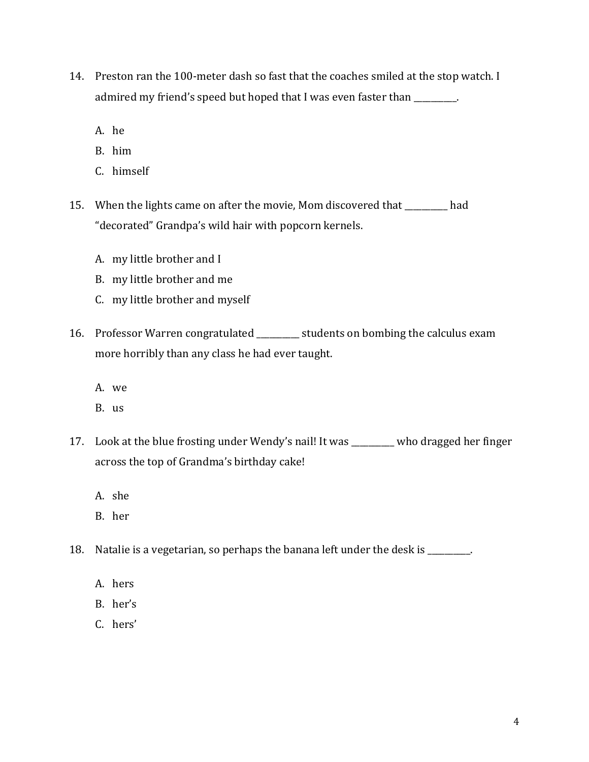14. Preston ran the 100-meter dash so fast that the coaches smiled at the stop watch. I admired my friend's speed but hoped that I was even faster than __________.

    A. he
    B. him
    C. himself

15. When the lights came on after the movie, Mom discovered that __________ had "decorated" Grandpa's wild hair with popcorn kernels.

    A. my little brother and I
    B. my little brother and me
    C. my little brother and myself

16. Professor Warren congratulated __________ students on bombing the calculus exam more horribly than any class he had ever taught.

    A. we
    B. us

17. Look at the blue frosting under Wendy's nail! It was __________ who dragged her finger across the top of Grandma's birthday cake!

    A. she
    B. her

18. Natalie is a vegetarian, so perhaps the banana left under the desk is __________.

    A. hers
    B. her's
    C. hers'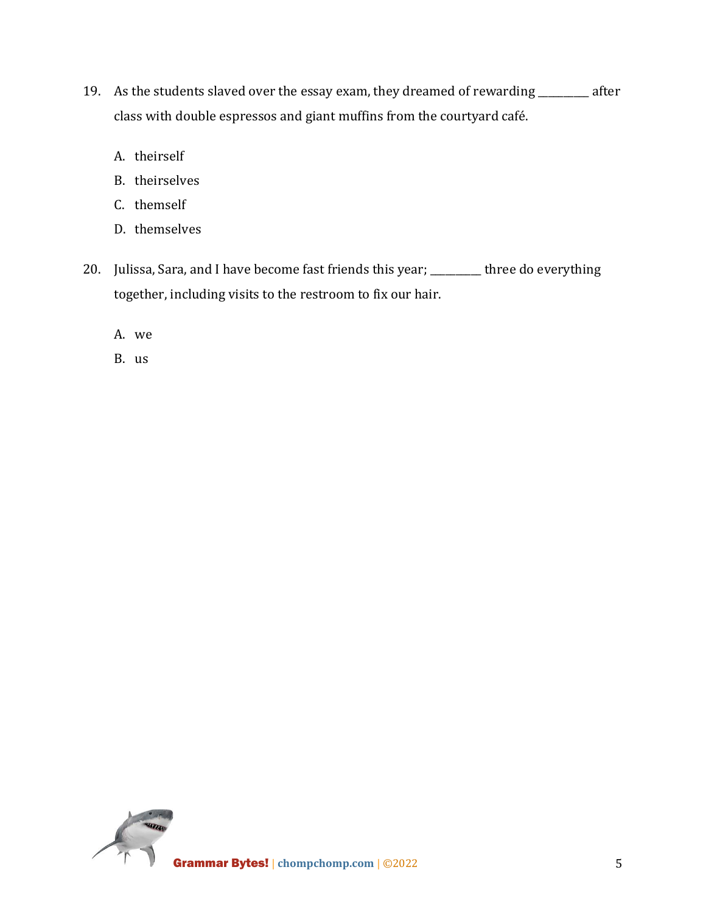19. As the students slaved over the essay exam, they dreamed of rewarding __________ after class with double espressos and giant muffins from the courtyard café.

    A. theirself
    B. theirselves
    C. themself
    D. themselves

20. Julissa, Sara, and I have become fast friends this year; __________ three do everything together, including visits to the restroom to fix our hair.

    A. we
    B. us